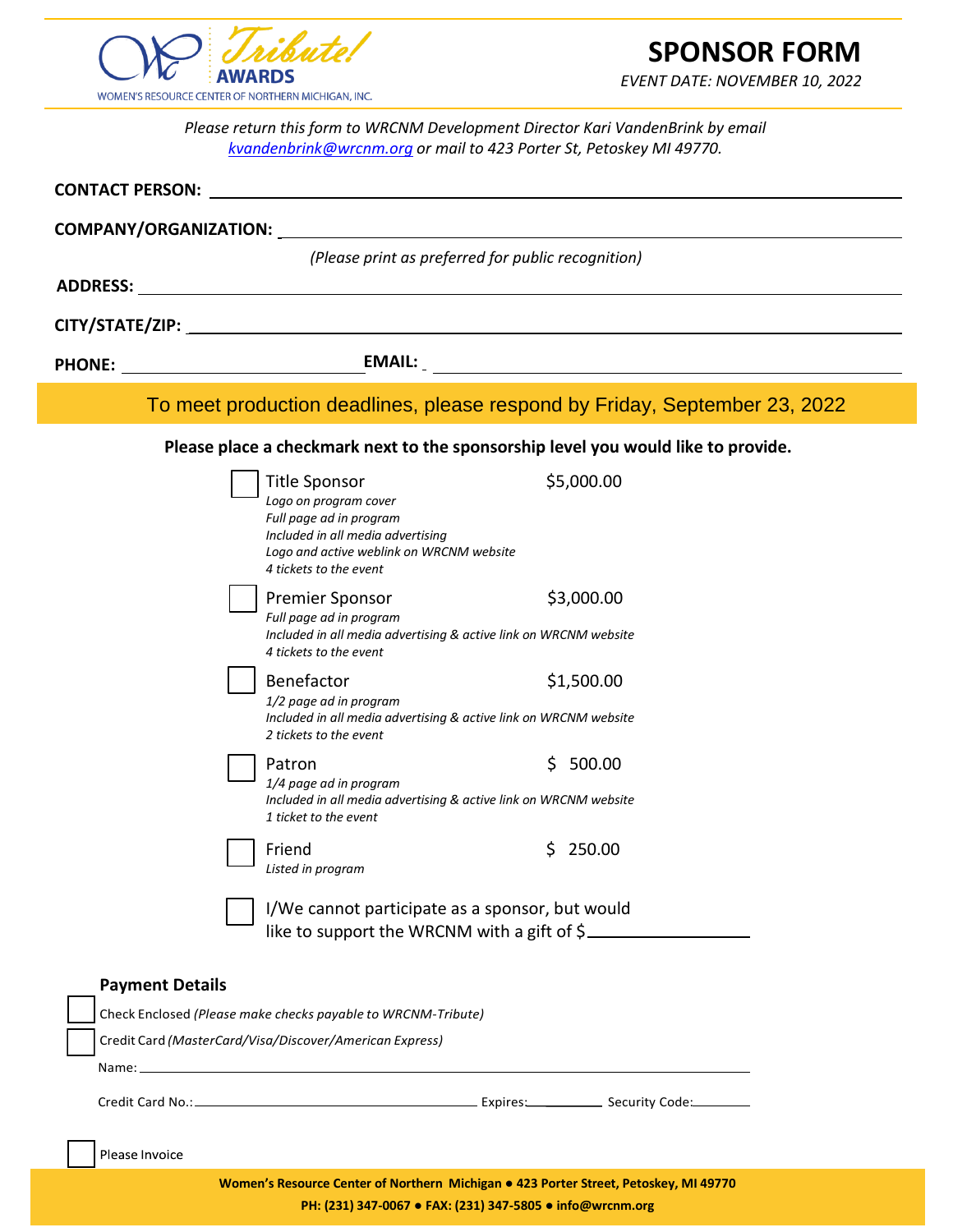WOMEN'S RESOURCE CENTER OF NORTHERN MICHIGAN, INC.

Tribute! AWARDS

# SPONSOR FORM

*EVENT DATE: NOVEMBER 10, 2022*

*Please return this form to WRCNM Development Director Kari VandenBrink by email [kvandenbrink@wrcnm.org](mailto:kvandenbrink@wrcnm.org) or mail to 423 Porter St, Petoskey MI 49770.*

**CONTACT PERSON:** ______________________________

**COMPANY/ORGANIZATION:** ______________________________

*(Please print as preferred for public recognition)*

**ADDRESS:** ______________________________

**CITY/STATE/ZIP:** ______________________________

**PHONE:** ______________ **EMAIL:** ______________________________

To meet production deadlines, please respond by Friday, September 23, 2022

**Please place a checkmark next to the sponsorship level you would like to provide.**

- ☐ Title Sponsor — $5,000.00
  - *Logo on program cover*
  - *Full page ad in program*
  - *Included in all media advertising*
  - *Logo and active weblink on WRCNM website*
  - *4 tickets to the event*
- ☐ Premier Sponsor — $3,000.00
  - *Full page ad in program*
  - *Included in all media advertising & active link on WRCNM website*
  - *4 tickets to the event*
- ☐ Benefactor — $1,500.00
  - *1/2 page ad in program*
  - *Included in all media advertising & active link on WRCNM website*
  - *2 tickets to the event*
- ☐ Patron — $ 500.00
  - *1/4 page ad in program*
  - *Included in all media advertising & active link on WRCNM website*
  - *1 ticket to the event*
- ☐ Friend — $ 250.00
  - *Listed in program*
- ☐ I/We cannot participate as a sponsor, but would like to support the WRCNM with a gift of $__________

### Payment Details

- ☐ Check Enclosed *(Please make checks payable to WRCNM-Tribute)*
- ☐ Credit Card *(MasterCard/Visa/Discover/American Express)*

Name: ______________________________

Credit Card No.: ______________________ Expires: __________ Security Code: __________

- ☐ Please Invoice

**Women's Resource Center of Northern Michigan ● 423 Porter Street, Petoskey, MI 49770**

**PH: (231) 347-0067 ● FAX: (231) 347-5805 ● info@wrcnm.org**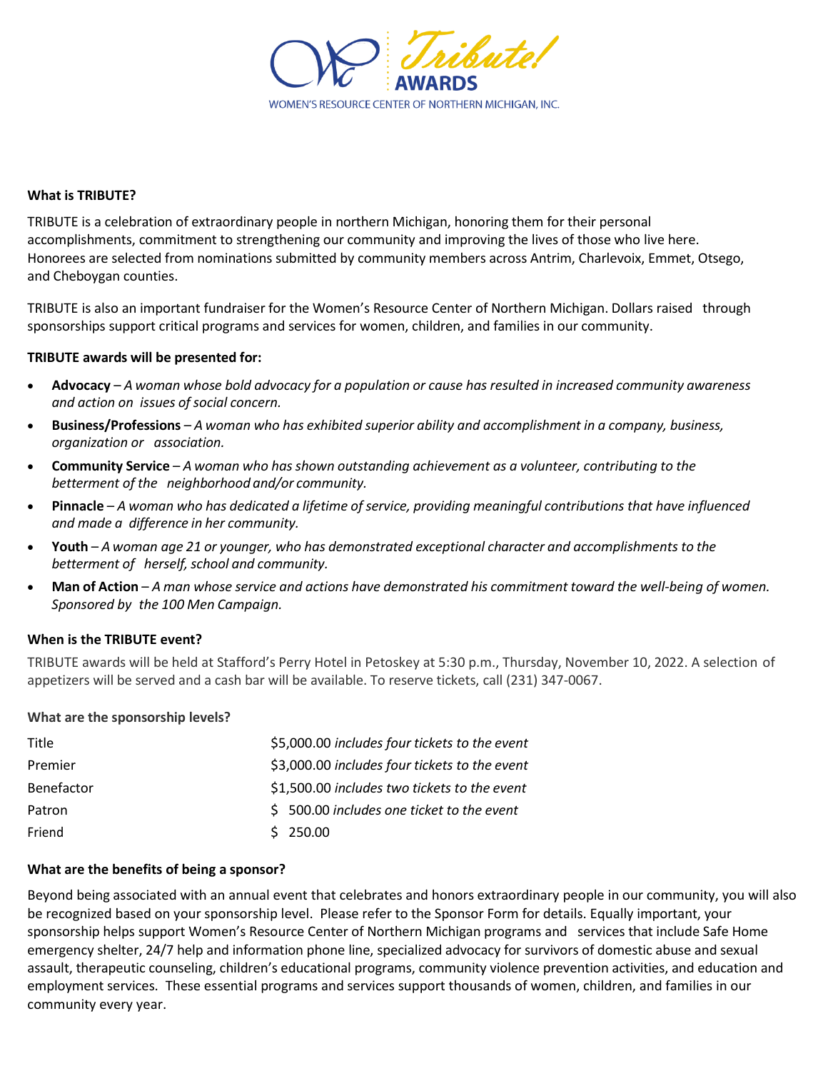WOMEN'S RESOURCE CENTER OF NORTHERN MICHIGAN, INC.

**Tribute! AWARDS**

**What is TRIBUTE?**

TRIBUTE is a celebration of extraordinary people in northern Michigan, honoring them for their personal accomplishments, commitment to strengthening our community and improving the lives of those who live here. Honorees are selected from nominations submitted by community members across Antrim, Charlevoix, Emmet, Otsego, and Cheboygan counties.

TRIBUTE is also an important fundraiser for the Women's Resource Center of Northern Michigan. Dollars raised through sponsorships support critical programs and services for women, children, and families in our community.

**TRIBUTE awards will be presented for:**

- **Advocacy** – *A woman whose bold advocacy for a population or cause has resulted in increased community awareness and action on issues of social concern.*
- **Business/Professions** – *A woman who has exhibited superior ability and accomplishment in a company, business, organization or association.*
- **Community Service** – *A woman who has shown outstanding achievement as a volunteer, contributing to the betterment of the neighborhood and/or community.*
- **Pinnacle** – *A woman who has dedicated a lifetime of service, providing meaningful contributions that have influenced and made a difference in her community.*
- **Youth** – *A woman age 21 or younger, who has demonstrated exceptional character and accomplishments to the betterment of herself, school and community.*
- **Man of Action** – *A man whose service and actions have demonstrated his commitment toward the well-being of women. Sponsored by the 100 Men Campaign.*

**When is the TRIBUTE event?**

TRIBUTE awards will be held at Stafford's Perry Hotel in Petoskey at 5:30 p.m., Thursday, November 10, 2022. A selection of appetizers will be served and a cash bar will be available. To reserve tickets, call (231) 347-0067.

**What are the sponsorship levels?**

| | |
|---|---|
| Title | $5,000.00 *includes four tickets to the event* |
| Premier | $3,000.00 *includes four tickets to the event* |
| Benefactor | $1,500.00 *includes two tickets to the event* |
| Patron | $ 500.00 *includes one ticket to the event* |
| Friend | $ 250.00 |

**What are the benefits of being a sponsor?**

Beyond being associated with an annual event that celebrates and honors extraordinary people in our community, you will also be recognized based on your sponsorship level. Please refer to the Sponsor Form for details. Equally important, your sponsorship helps support Women's Resource Center of Northern Michigan programs and services that include Safe Home emergency shelter, 24/7 help and information phone line, specialized advocacy for survivors of domestic abuse and sexual assault, therapeutic counseling, children's educational programs, community violence prevention activities, and education and employment services. These essential programs and services support thousands of women, children, and families in our community every year.